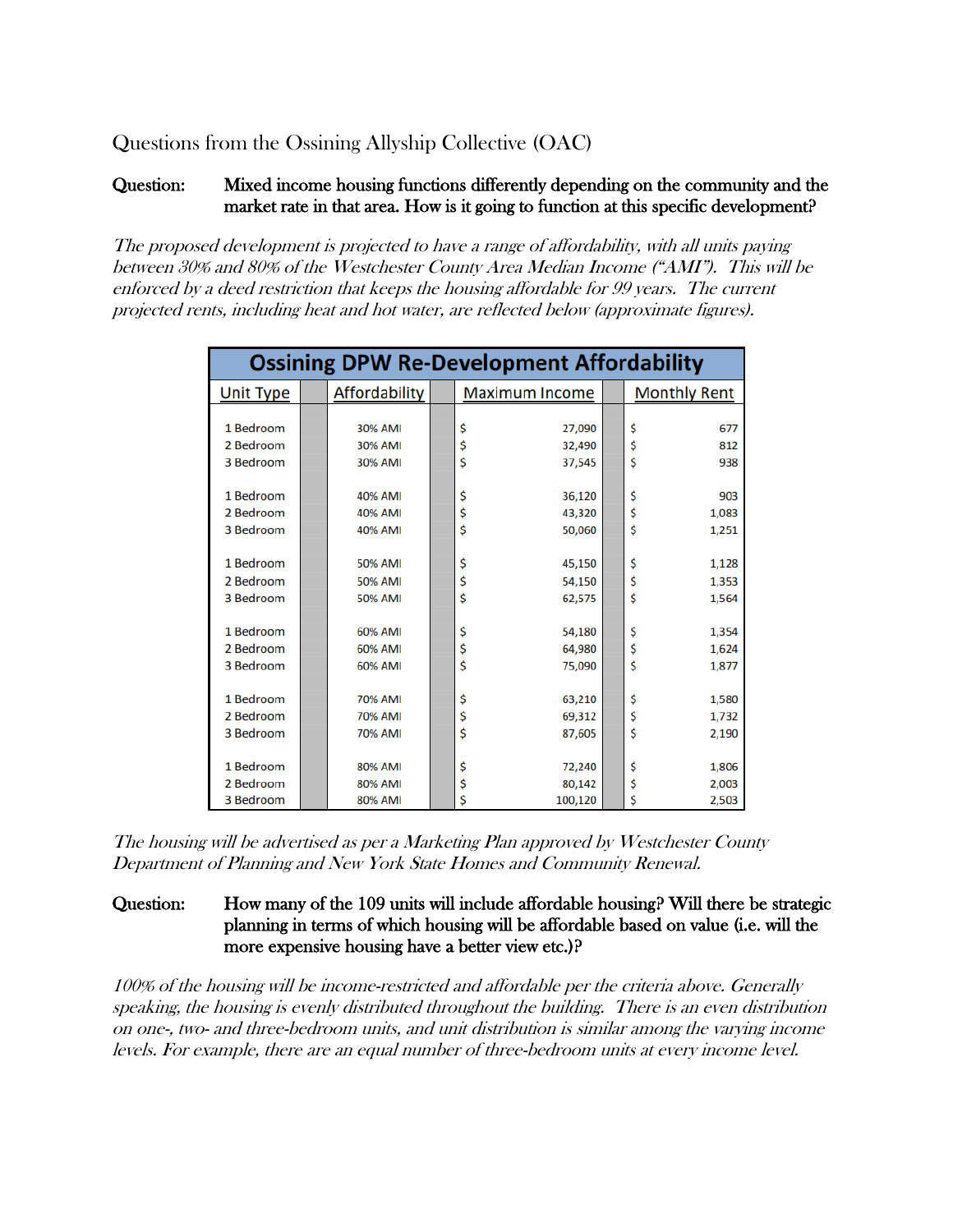Questions from the Ossining Allyship Collective (OAC)

**Question:** **Mixed income housing functions differently depending on the community and the market rate in that area. How is it going to function at this specific development?**

*The proposed development is projected to have a range of affordability, with all units paying between 30% and 80% of the Westchester County Area Median Income ("AMI"). This will be enforced by a deed restriction that keeps the housing affordable for 99 years. The current projected rents, including heat and hot water, are reflected below (approximate figures).*

| Ossining DPW Re-Development Affordability | | | |
|---|---|---|---|
| Unit Type | Affordability | Maximum Income | Monthly Rent |
| 1 Bedroom | 30% AMI | $ 27,090 | $ 677 |
| 2 Bedroom | 30% AMI | $ 32,490 | $ 812 |
| 3 Bedroom | 30% AMI | $ 37,545 | $ 938 |
| 1 Bedroom | 40% AMI | $ 36,120 | $ 903 |
| 2 Bedroom | 40% AMI | $ 43,320 | $ 1,083 |
| 3 Bedroom | 40% AMI | $ 50,060 | $ 1,251 |
| 1 Bedroom | 50% AMI | $ 45,150 | $ 1,128 |
| 2 Bedroom | 50% AMI | $ 54,150 | $ 1,353 |
| 3 Bedroom | 50% AMI | $ 62,575 | $ 1,564 |
| 1 Bedroom | 60% AMI | $ 54,180 | $ 1,354 |
| 2 Bedroom | 60% AMI | $ 64,980 | $ 1,624 |
| 3 Bedroom | 60% AMI | $ 75,090 | $ 1,877 |
| 1 Bedroom | 70% AMI | $ 63,210 | $ 1,580 |
| 2 Bedroom | 70% AMI | $ 69,312 | $ 1,732 |
| 3 Bedroom | 70% AMI | $ 87,605 | $ 2,190 |
| 1 Bedroom | 80% AMI | $ 72,240 | $ 1,806 |
| 2 Bedroom | 80% AMI | $ 80,142 | $ 2,003 |
| 3 Bedroom | 80% AMI | $ 100,120 | $ 2,503 |

*The housing will be advertised as per a Marketing Plan approved by Westchester County Department of Planning and New York State Homes and Community Renewal.*

**Question:** **How many of the 109 units will include affordable housing? Will there be strategic planning in terms of which housing will be affordable based on value (i.e. will the more expensive housing have a better view etc.)?**

*100% of the housing will be income-restricted and affordable per the criteria above. Generally speaking, the housing is evenly distributed throughout the building. There is an even distribution on one-, two- and three-bedroom units, and unit distribution is similar among the varying income levels. For example, there are an equal number of three-bedroom units at every income level.*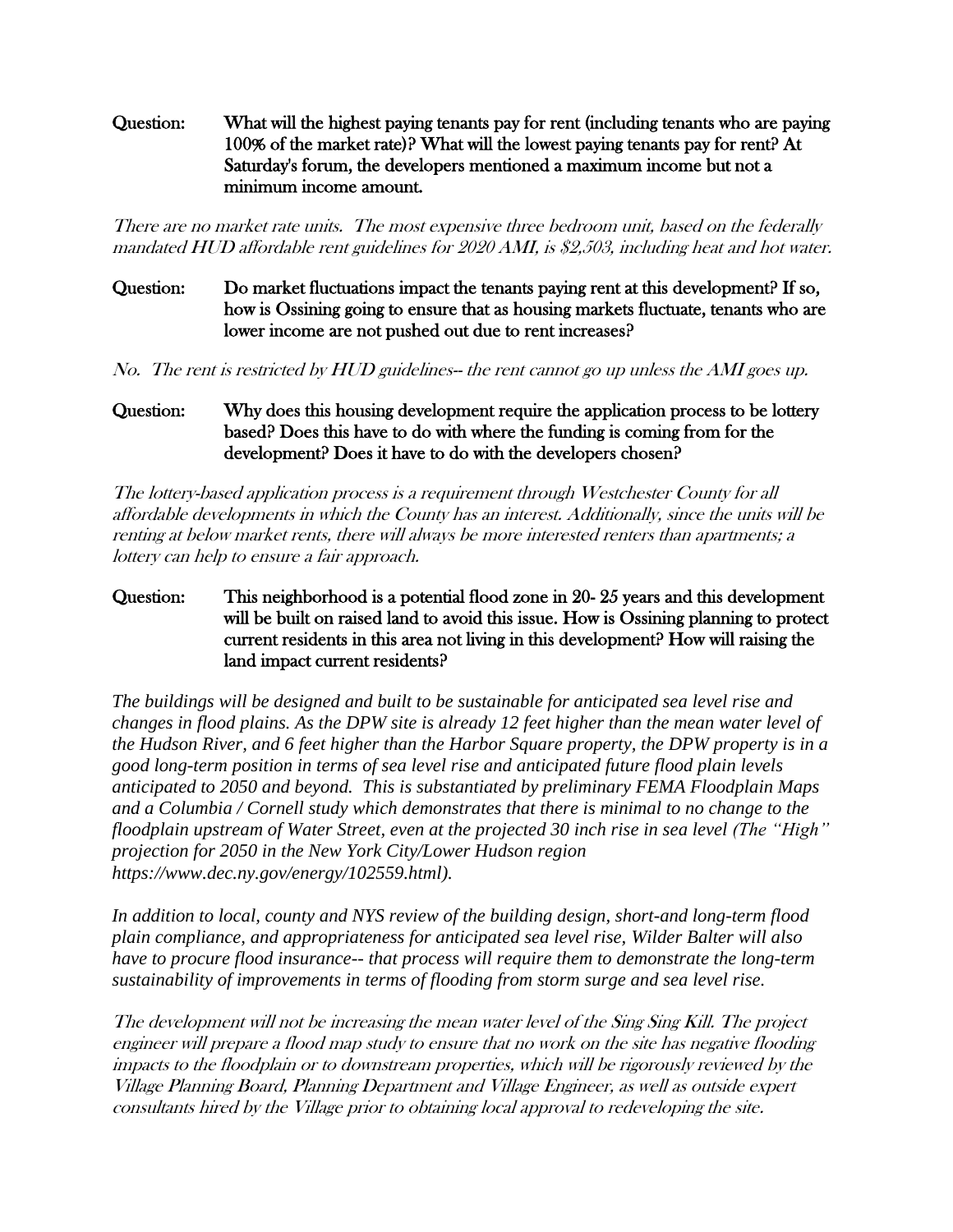**Question:** **What will the highest paying tenants pay for rent (including tenants who are paying 100% of the market rate)? What will the lowest paying tenants pay for rent? At Saturday's forum, the developers mentioned a maximum income but not a minimum income amount.**

*There are no market rate units. The most expensive three bedroom unit, based on the federally mandated HUD affordable rent guidelines for 2020 AMI, is $2,503, including heat and hot water.*

**Question:** **Do market fluctuations impact the tenants paying rent at this development? If so, how is Ossining going to ensure that as housing markets fluctuate, tenants who are lower income are not pushed out due to rent increases?**

*No. The rent is restricted by HUD guidelines-- the rent cannot go up unless the AMI goes up.*

**Question:** **Why does this housing development require the application process to be lottery based? Does this have to do with where the funding is coming from for the development? Does it have to do with the developers chosen?**

*The lottery-based application process is a requirement through Westchester County for all affordable developments in which the County has an interest. Additionally, since the units will be renting at below market rents, there will always be more interested renters than apartments; a lottery can help to ensure a fair approach.*

**Question:** **This neighborhood is a potential flood zone in 20- 25 years and this development will be built on raised land to avoid this issue. How is Ossining planning to protect current residents in this area not living in this development? How will raising the land impact current residents?**

*The buildings will be designed and built to be sustainable for anticipated sea level rise and changes in flood plains. As the DPW site is already 12 feet higher than the mean water level of the Hudson River, and 6 feet higher than the Harbor Square property, the DPW property is in a good long-term position in terms of sea level rise and anticipated future flood plain levels anticipated to 2050 and beyond. This is substantiated by preliminary FEMA Floodplain Maps and a Columbia / Cornell study which demonstrates that there is minimal to no change to the floodplain upstream of Water Street, even at the projected 30 inch rise in sea level (The "High" projection for 2050 in the New York City/Lower Hudson region https://www.dec.ny.gov/energy/102559.html).*

*In addition to local, county and NYS review of the building design, short-and long-term flood plain compliance, and appropriateness for anticipated sea level rise, Wilder Balter will also have to procure flood insurance-- that process will require them to demonstrate the long-term sustainability of improvements in terms of flooding from storm surge and sea level rise.*

*The development will not be increasing the mean water level of the Sing Sing Kill. The project engineer will prepare a flood map study to ensure that no work on the site has negative flooding impacts to the floodplain or to downstream properties, which will be rigorously reviewed by the Village Planning Board, Planning Department and Village Engineer, as well as outside expert consultants hired by the Village prior to obtaining local approval to redeveloping the site.*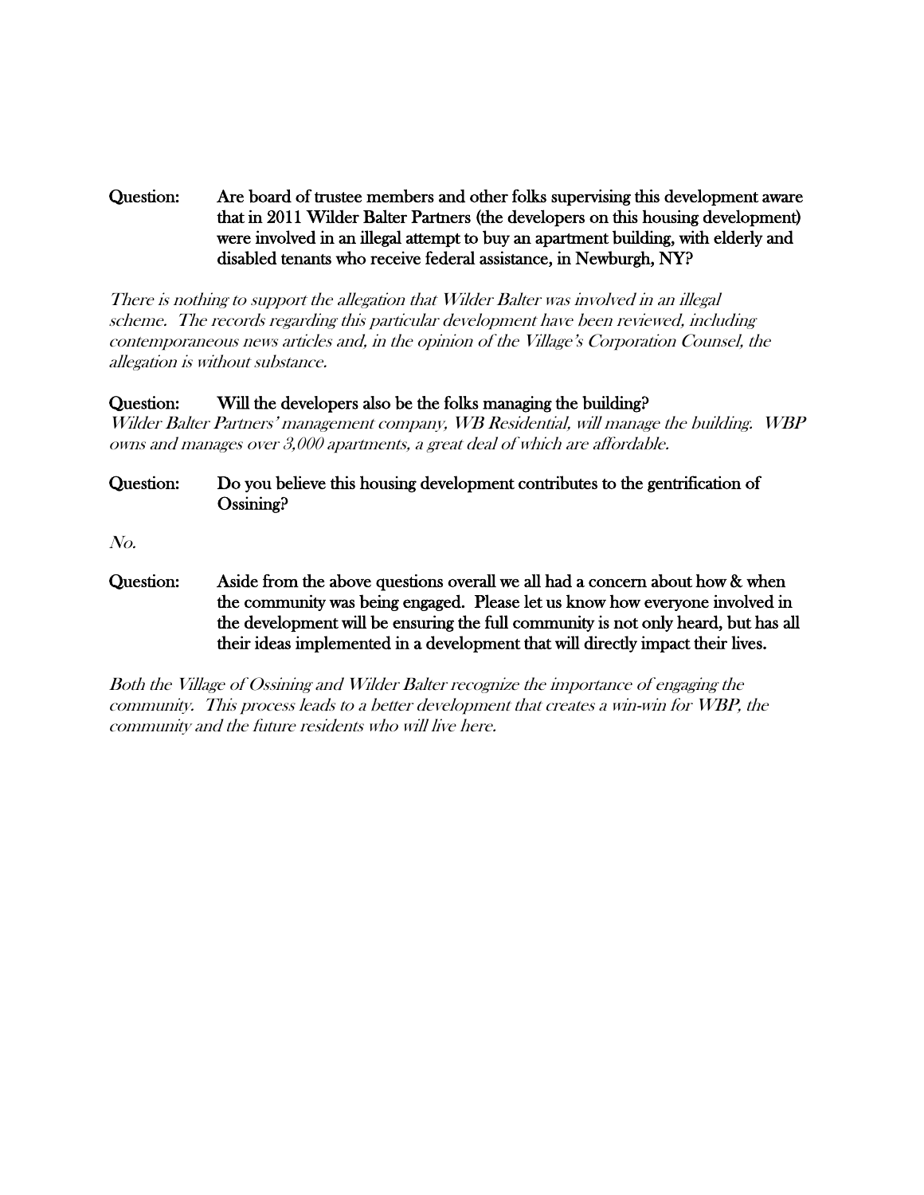**Question:** **Are board of trustee members and other folks supervising this development aware that in 2011 Wilder Balter Partners (the developers on this housing development) were involved in an illegal attempt to buy an apartment building, with elderly and disabled tenants who receive federal assistance, in Newburgh, NY?**

*There is nothing to support the allegation that Wilder Balter was involved in an illegal scheme. The records regarding this particular development have been reviewed, including contemporaneous news articles and, in the opinion of the Village's Corporation Counsel, the allegation is without substance.*

**Question:** **Will the developers also be the folks managing the building?**

*Wilder Balter Partners' management company, WB Residential, will manage the building. WBP owns and manages over 3,000 apartments, a great deal of which are affordable.*

**Question:** **Do you believe this housing development contributes to the gentrification of Ossining?**

*No.*

**Question:** **Aside from the above questions overall we all had a concern about how & when the community was being engaged. Please let us know how everyone involved in the development will be ensuring the full community is not only heard, but has all their ideas implemented in a development that will directly impact their lives.**

*Both the Village of Ossining and Wilder Balter recognize the importance of engaging the community. This process leads to a better development that creates a win-win for WBP, the community and the future residents who will live here.*